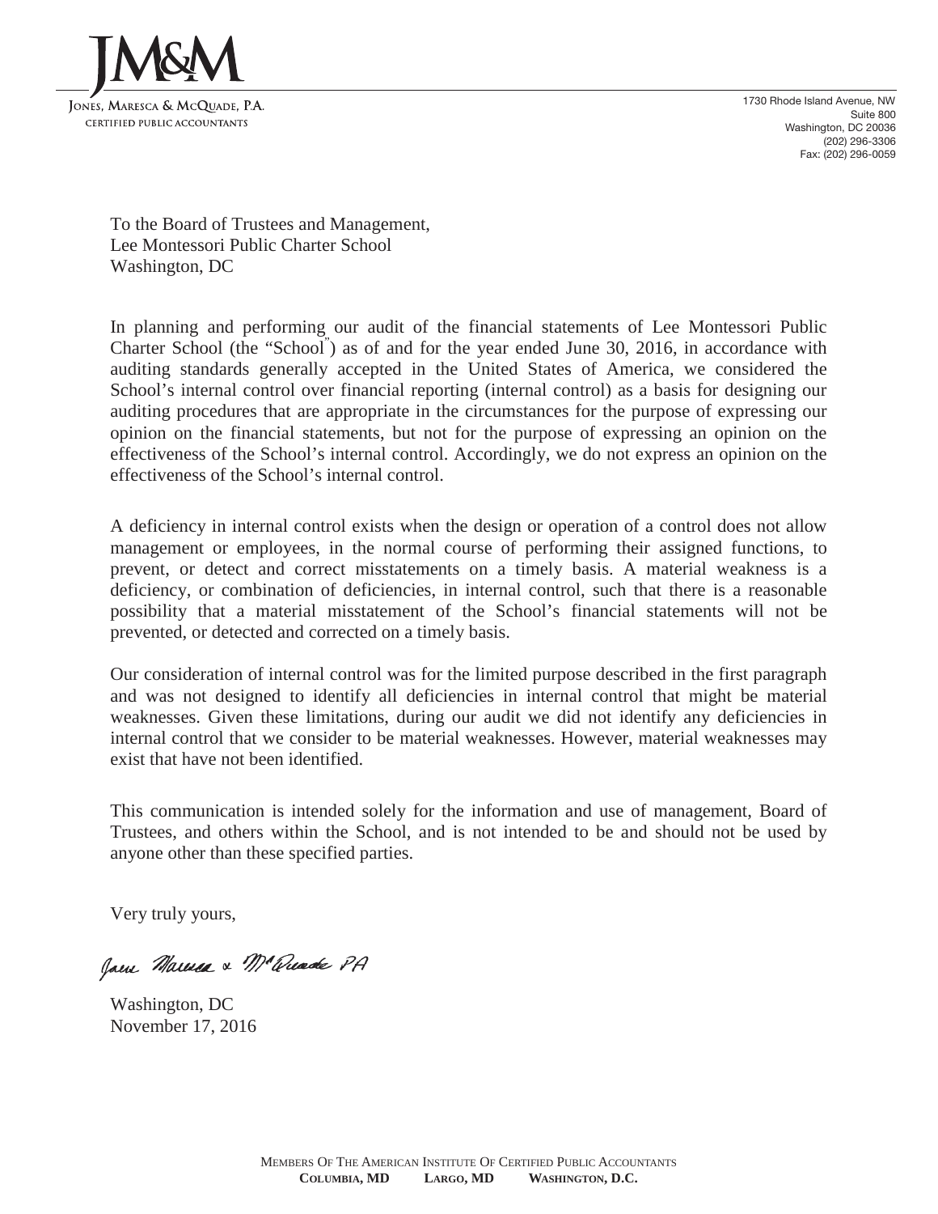JM&M

JONES, MARESCA & MCQUADE, P.A.
CERTIFIED PUBLIC ACCOUNTANTS

1730 Rhode Island Avenue, NW
Suite 800
Washington, DC 20036
(202) 296-3306
Fax: (202) 296-0059

To the Board of Trustees and Management,
Lee Montessori Public Charter School
Washington, DC

In planning and performing our audit of the financial statements of Lee Montessori Public Charter School (the "School") as of and for the year ended June 30, 2016, in accordance with auditing standards generally accepted in the United States of America, we considered the School's internal control over financial reporting (internal control) as a basis for designing our auditing procedures that are appropriate in the circumstances for the purpose of expressing our opinion on the financial statements, but not for the purpose of expressing an opinion on the effectiveness of the School's internal control. Accordingly, we do not express an opinion on the effectiveness of the School's internal control.

A deficiency in internal control exists when the design or operation of a control does not allow management or employees, in the normal course of performing their assigned functions, to prevent, or detect and correct misstatements on a timely basis. A material weakness is a deficiency, or combination of deficiencies, in internal control, such that there is a reasonable possibility that a material misstatement of the School's financial statements will not be prevented, or detected and corrected on a timely basis.

Our consideration of internal control was for the limited purpose described in the first paragraph and was not designed to identify all deficiencies in internal control that might be material weaknesses. Given these limitations, during our audit we did not identify any deficiencies in internal control that we consider to be material weaknesses. However, material weaknesses may exist that have not been identified.

This communication is intended solely for the information and use of management, Board of Trustees, and others within the School, and is not intended to be and should not be used by anyone other than these specified parties.

Very truly yours,

Jones Maresca & McQuade PA

Washington, DC
November 17, 2016

MEMBERS OF THE AMERICAN INSTITUTE OF CERTIFIED PUBLIC ACCOUNTANTS
**COLUMBIA, MD LARGO, MD WASHINGTON, D.C.**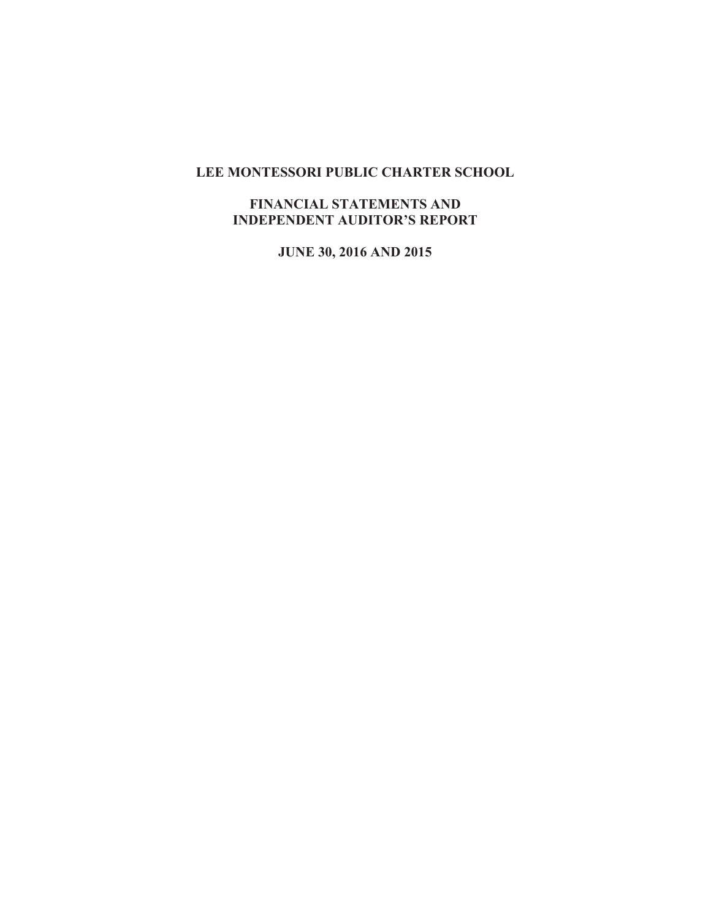# LEE MONTESSORI PUBLIC CHARTER SCHOOL

## FINANCIAL STATEMENTS AND INDEPENDENT AUDITOR'S REPORT

### JUNE 30, 2016 AND 2015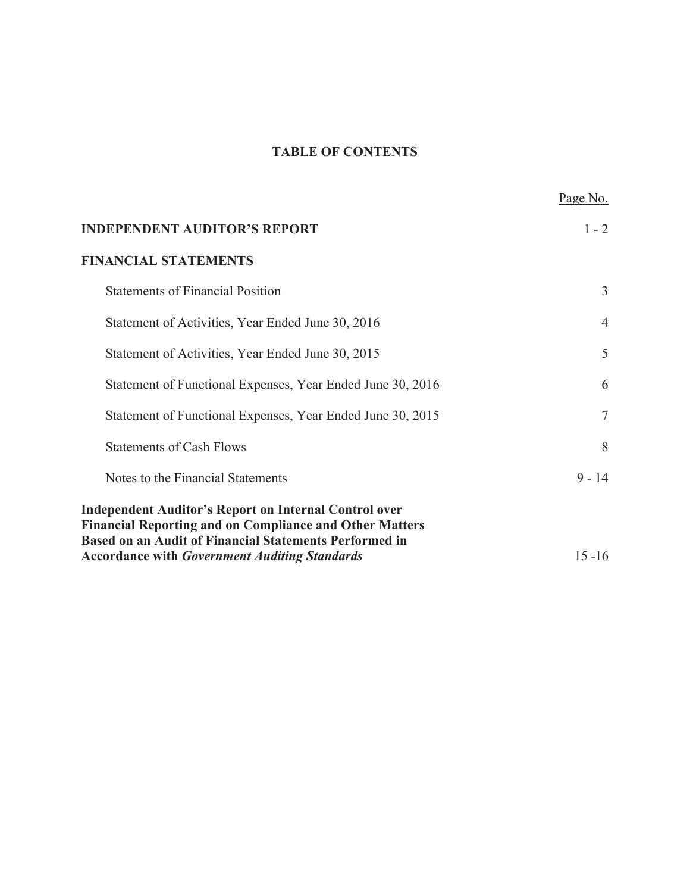# TABLE OF CONTENTS

| | Page No. |
|---|---|
| **INDEPENDENT AUDITOR'S REPORT** | 1 - 2 |
| **FINANCIAL STATEMENTS** | |
| Statements of Financial Position | 3 |
| Statement of Activities, Year Ended June 30, 2016 | 4 |
| Statement of Activities, Year Ended June 30, 2015 | 5 |
| Statement of Functional Expenses, Year Ended June 30, 2016 | 6 |
| Statement of Functional Expenses, Year Ended June 30, 2015 | 7 |
| Statements of Cash Flows | 8 |
| Notes to the Financial Statements | 9 - 14 |
| **Independent Auditor's Report on Internal Control over Financial Reporting and on Compliance and Other Matters Based on an Audit of Financial Statements Performed in Accordance with *Government Auditing Standards*** | 15 -16 |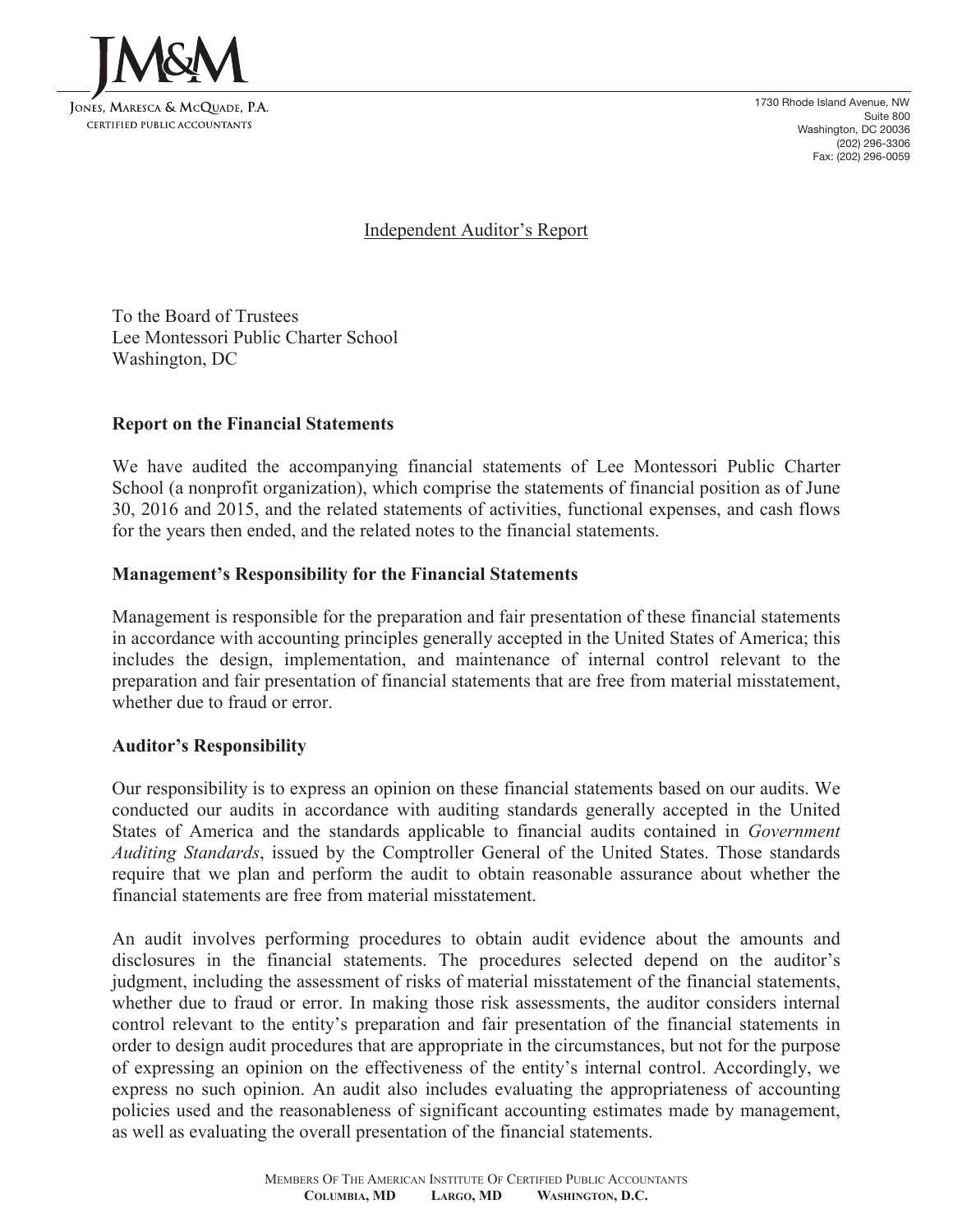JM&M

JONES, MARESCA & MCQUADE, P.A.
CERTIFIED PUBLIC ACCOUNTANTS

1730 Rhode Island Avenue, NW
Suite 800
Washington, DC 20036
(202) 296-3306
Fax: (202) 296-0059

# Independent Auditor's Report

To the Board of Trustees
Lee Montessori Public Charter School
Washington, DC

## Report on the Financial Statements

We have audited the accompanying financial statements of Lee Montessori Public Charter School (a nonprofit organization), which comprise the statements of financial position as of June 30, 2016 and 2015, and the related statements of activities, functional expenses, and cash flows for the years then ended, and the related notes to the financial statements.

## Management's Responsibility for the Financial Statements

Management is responsible for the preparation and fair presentation of these financial statements in accordance with accounting principles generally accepted in the United States of America; this includes the design, implementation, and maintenance of internal control relevant to the preparation and fair presentation of financial statements that are free from material misstatement, whether due to fraud or error.

## Auditor's Responsibility

Our responsibility is to express an opinion on these financial statements based on our audits. We conducted our audits in accordance with auditing standards generally accepted in the United States of America and the standards applicable to financial audits contained in *Government Auditing Standards*, issued by the Comptroller General of the United States. Those standards require that we plan and perform the audit to obtain reasonable assurance about whether the financial statements are free from material misstatement.

An audit involves performing procedures to obtain audit evidence about the amounts and disclosures in the financial statements. The procedures selected depend on the auditor's judgment, including the assessment of risks of material misstatement of the financial statements, whether due to fraud or error. In making those risk assessments, the auditor considers internal control relevant to the entity's preparation and fair presentation of the financial statements in order to design audit procedures that are appropriate in the circumstances, but not for the purpose of expressing an opinion on the effectiveness of the entity's internal control. Accordingly, we express no such opinion. An audit also includes evaluating the appropriateness of accounting policies used and the reasonableness of significant accounting estimates made by management, as well as evaluating the overall presentation of the financial statements.

MEMBERS OF THE AMERICAN INSTITUTE OF CERTIFIED PUBLIC ACCOUNTANTS
**COLUMBIA, MD LARGO, MD WASHINGTON, D.C.**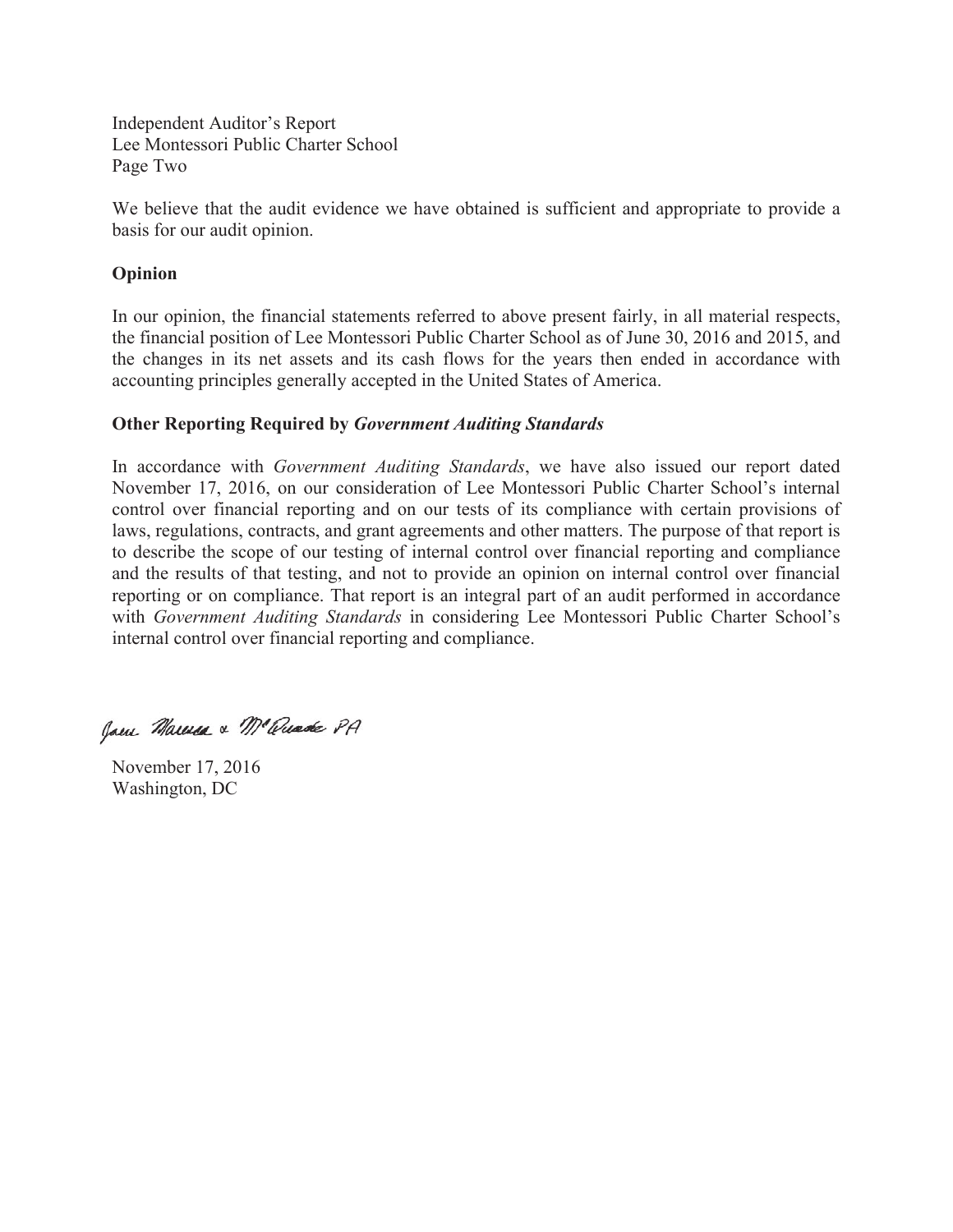Independent Auditor's Report
Lee Montessori Public Charter School
Page Two

We believe that the audit evidence we have obtained is sufficient and appropriate to provide a basis for our audit opinion.

**Opinion**

In our opinion, the financial statements referred to above present fairly, in all material respects, the financial position of Lee Montessori Public Charter School as of June 30, 2016 and 2015, and the changes in its net assets and its cash flows for the years then ended in accordance with accounting principles generally accepted in the United States of America.

**Other Reporting Required by *Government Auditing Standards***

In accordance with *Government Auditing Standards*, we have also issued our report dated November 17, 2016, on our consideration of Lee Montessori Public Charter School's internal control over financial reporting and on our tests of its compliance with certain provisions of laws, regulations, contracts, and grant agreements and other matters. The purpose of that report is to describe the scope of our testing of internal control over financial reporting and compliance and the results of that testing, and not to provide an opinion on internal control over financial reporting or on compliance. That report is an integral part of an audit performed in accordance with *Government Auditing Standards* in considering Lee Montessori Public Charter School's internal control over financial reporting and compliance.

Jones Marcus & McQuade PA

November 17, 2016
Washington, DC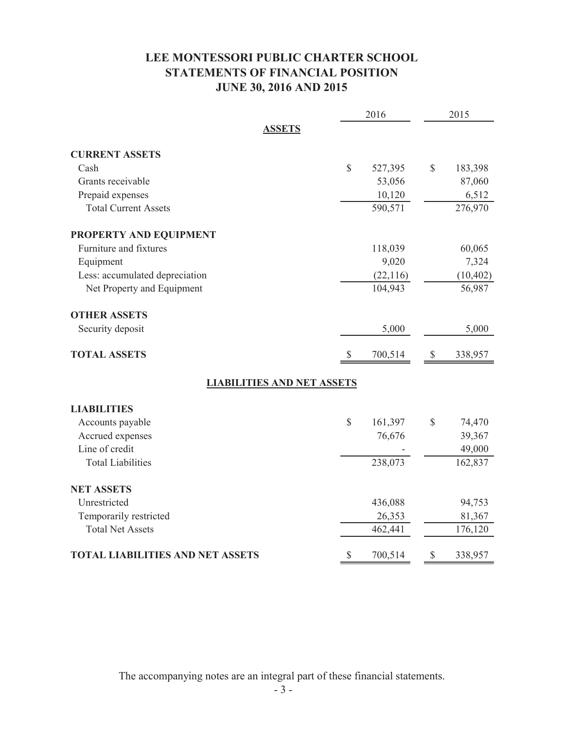# LEE MONTESSORI PUBLIC CHARTER SCHOOL
## STATEMENTS OF FINANCIAL POSITION
## JUNE 30, 2016 AND 2015

| | 2016 | 2015 |
|---|---|---|
| **ASSETS** | | |
| **CURRENT ASSETS** | | |
| Cash | $ 527,395 | $ 183,398 |
| Grants receivable | 53,056 | 87,060 |
| Prepaid expenses | 10,120 | 6,512 |
| Total Current Assets | 590,571 | 276,970 |
| **PROPERTY AND EQUIPMENT** | | |
| Furniture and fixtures | 118,039 | 60,065 |
| Equipment | 9,020 | 7,324 |
| Less: accumulated depreciation | (22,116) | (10,402) |
| Net Property and Equipment | 104,943 | 56,987 |
| **OTHER ASSETS** | | |
| Security deposit | 5,000 | 5,000 |
| **TOTAL ASSETS** | $ 700,514 | $ 338,957 |
| **LIABILITIES AND NET ASSETS** | | |
| **LIABILITIES** | | |
| Accounts payable | $ 161,397 | $ 74,470 |
| Accrued expenses | 76,676 | 39,367 |
| Line of credit | - | 49,000 |
| Total Liabilities | 238,073 | 162,837 |
| **NET ASSETS** | | |
| Unrestricted | 436,088 | 94,753 |
| Temporarily restricted | 26,353 | 81,367 |
| Total Net Assets | 462,441 | 176,120 |
| **TOTAL LIABILITIES AND NET ASSETS** | $ 700,514 | $ 338,957 |

The accompanying notes are an integral part of these financial statements.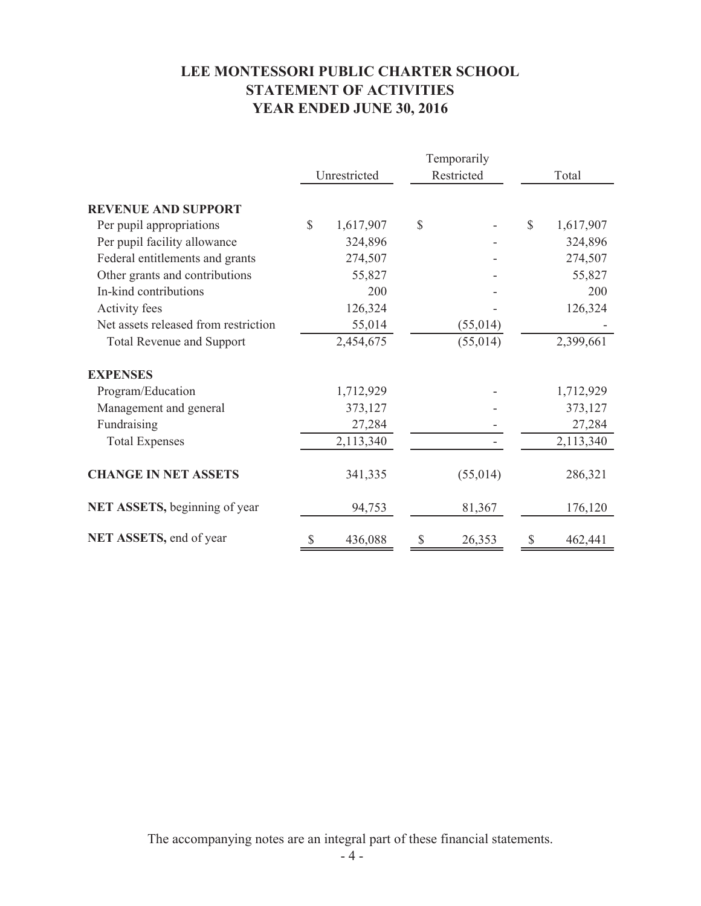# LEE MONTESSORI PUBLIC CHARTER SCHOOL
## STATEMENT OF ACTIVITIES
## YEAR ENDED JUNE 30, 2016

| | Unrestricted | Temporarily Restricted | Total |
|---|---|---|---|
| **REVENUE AND SUPPORT** | | | |
| Per pupil appropriations | $ 1,617,907 | $ - | $ 1,617,907 |
| Per pupil facility allowance | 324,896 | - | 324,896 |
| Federal entitlements and grants | 274,507 | - | 274,507 |
| Other grants and contributions | 55,827 | - | 55,827 |
| In-kind contributions | 200 | - | 200 |
| Activity fees | 126,324 | - | 126,324 |
| Net assets released from restriction | 55,014 | (55,014) | - |
| Total Revenue and Support | 2,454,675 | (55,014) | 2,399,661 |
| **EXPENSES** | | | |
| Program/Education | 1,712,929 | - | 1,712,929 |
| Management and general | 373,127 | - | 373,127 |
| Fundraising | 27,284 | - | 27,284 |
| Total Expenses | 2,113,340 | - | 2,113,340 |
| **CHANGE IN NET ASSETS** | 341,335 | (55,014) | 286,321 |
| **NET ASSETS,** beginning of year | 94,753 | 81,367 | 176,120 |
| **NET ASSETS,** end of year | $ 436,088 | $ 26,353 | $ 462,441 |

The accompanying notes are an integral part of these financial statements.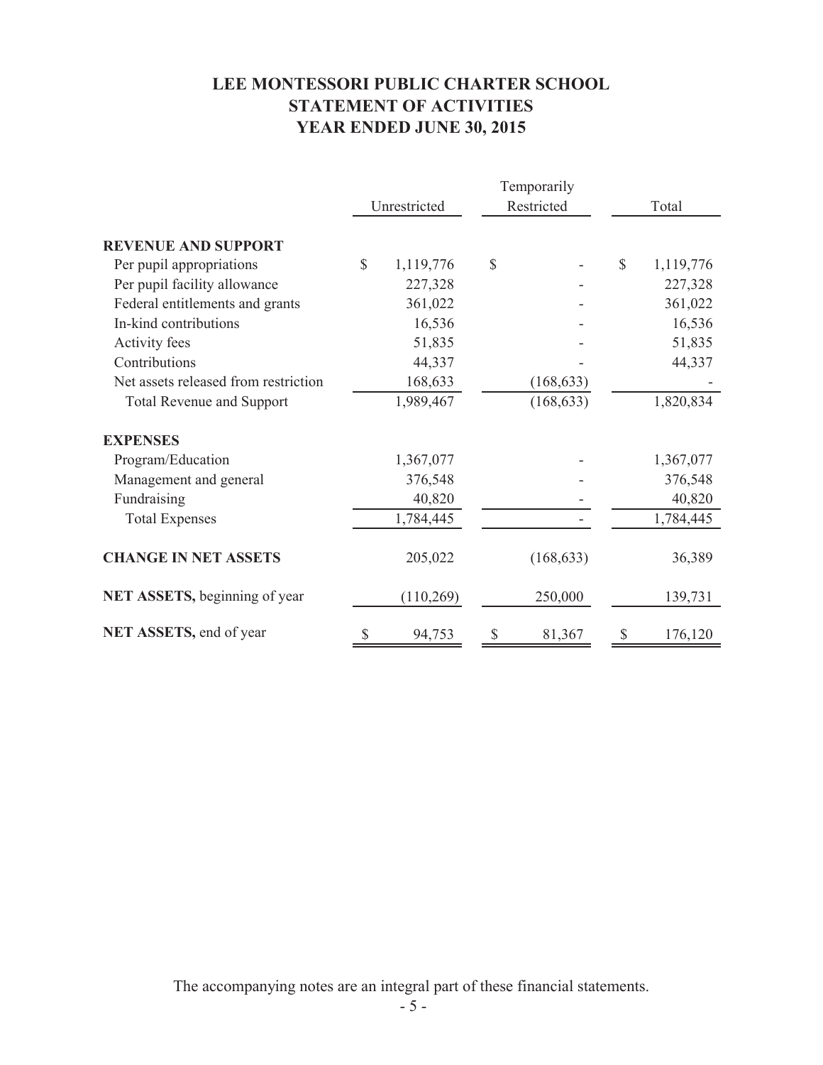# LEE MONTESSORI PUBLIC CHARTER SCHOOL
## STATEMENT OF ACTIVITIES
## YEAR ENDED JUNE 30, 2015

| | Unrestricted | Temporarily Restricted | Total |
|---|---|---|---|
| **REVENUE AND SUPPORT** | | | |
| Per pupil appropriations | $ 1,119,776 | $ - | $ 1,119,776 |
| Per pupil facility allowance | 227,328 | - | 227,328 |
| Federal entitlements and grants | 361,022 | - | 361,022 |
| In-kind contributions | 16,536 | - | 16,536 |
| Activity fees | 51,835 | - | 51,835 |
| Contributions | 44,337 | - | 44,337 |
| Net assets released from restriction | 168,633 | (168,633) | - |
| Total Revenue and Support | 1,989,467 | (168,633) | 1,820,834 |
| **EXPENSES** | | | |
| Program/Education | 1,367,077 | - | 1,367,077 |
| Management and general | 376,548 | - | 376,548 |
| Fundraising | 40,820 | - | 40,820 |
| Total Expenses | 1,784,445 | - | 1,784,445 |
| **CHANGE IN NET ASSETS** | 205,022 | (168,633) | 36,389 |
| **NET ASSETS,** beginning of year | (110,269) | 250,000 | 139,731 |
| **NET ASSETS,** end of year | $ 94,753 | $ 81,367 | $ 176,120 |

The accompanying notes are an integral part of these financial statements.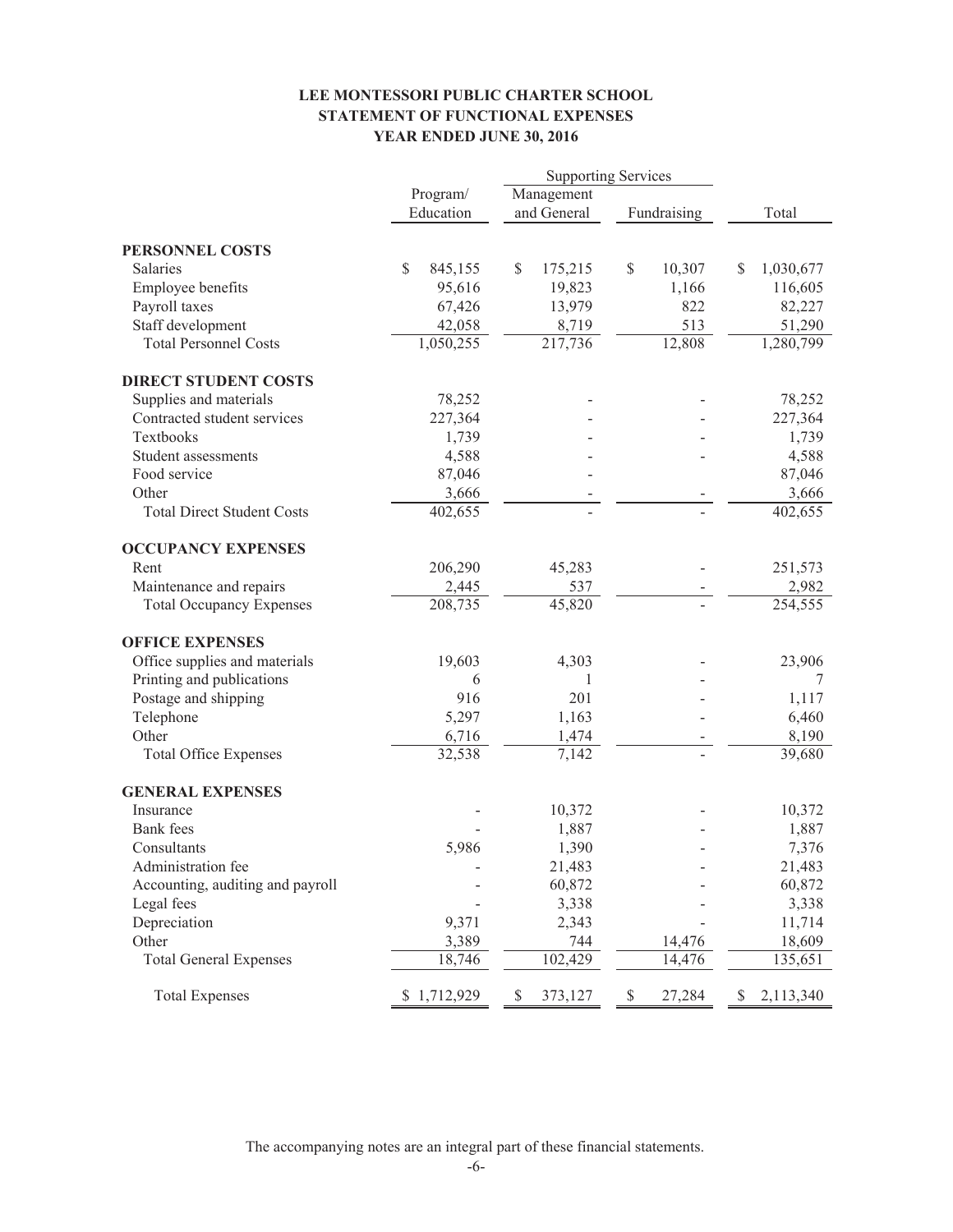# LEE MONTESSORI PUBLIC CHARTER SCHOOL
## STATEMENT OF FUNCTIONAL EXPENSES
### YEAR ENDED JUNE 30, 2016

| | Program/ Education | Supporting Services | | Total |
|---|---|---|---|---|
| | | Management and General | Fundraising | |
| **PERSONNEL COSTS** | | | | |
| Salaries | $ 845,155 | $ 175,215 | $ 10,307 | $ 1,030,677 |
| Employee benefits | 95,616 | 19,823 | 1,166 | 116,605 |
| Payroll taxes | 67,426 | 13,979 | 822 | 82,227 |
| Staff development | 42,058 | 8,719 | 513 | 51,290 |
| Total Personnel Costs | 1,050,255 | 217,736 | 12,808 | 1,280,799 |
| **DIRECT STUDENT COSTS** | | | | |
| Supplies and materials | 78,252 | - | - | 78,252 |
| Contracted student services | 227,364 | - | - | 227,364 |
| Textbooks | 1,739 | - | - | 1,739 |
| Student assessments | 4,588 | - | - | 4,588 |
| Food service | 87,046 | - | | 87,046 |
| Other | 3,666 | - | - | 3,666 |
| Total Direct Student Costs | 402,655 | - | - | 402,655 |
| **OCCUPANCY EXPENSES** | | | | |
| Rent | 206,290 | 45,283 | - | 251,573 |
| Maintenance and repairs | 2,445 | 537 | - | 2,982 |
| Total Occupancy Expenses | 208,735 | 45,820 | - | 254,555 |
| **OFFICE EXPENSES** | | | | |
| Office supplies and materials | 19,603 | 4,303 | - | 23,906 |
| Printing and publications | 6 | 1 | - | 7 |
| Postage and shipping | 916 | 201 | - | 1,117 |
| Telephone | 5,297 | 1,163 | - | 6,460 |
| Other | 6,716 | 1,474 | - | 8,190 |
| Total Office Expenses | 32,538 | 7,142 | - | 39,680 |
| **GENERAL EXPENSES** | | | | |
| Insurance | - | 10,372 | - | 10,372 |
| Bank fees | - | 1,887 | - | 1,887 |
| Consultants | 5,986 | 1,390 | - | 7,376 |
| Administration fee | - | 21,483 | - | 21,483 |
| Accounting, auditing and payroll | - | 60,872 | - | 60,872 |
| Legal fees | - | 3,338 | - | 3,338 |
| Depreciation | 9,371 | 2,343 | - | 11,714 |
| Other | 3,389 | 744 | 14,476 | 18,609 |
| Total General Expenses | 18,746 | 102,429 | 14,476 | 135,651 |
| Total Expenses | $ 1,712,929 | $ 373,127 | $ 27,284 | $ 2,113,340 |

The accompanying notes are an integral part of these financial statements.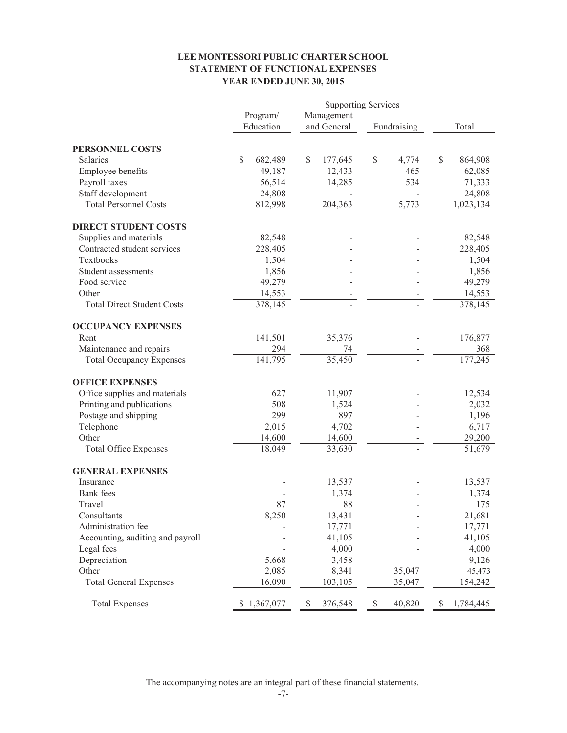**LEE MONTESSORI PUBLIC CHARTER SCHOOL**
**STATEMENT OF FUNCTIONAL EXPENSES**
**YEAR ENDED JUNE 30, 2015**

| | | Supporting Services | | |
|---|---|---|---|---|
| | Program/ Education | Management and General | Fundraising | Total |
| **PERSONNEL COSTS** | | | | |
| Salaries | $ 682,489 | $ 177,645 | $ 4,774 | $ 864,908 |
| Employee benefits | 49,187 | 12,433 | 465 | 62,085 |
| Payroll taxes | 56,514 | 14,285 | 534 | 71,333 |
| Staff development | 24,808 | - | - | 24,808 |
| Total Personnel Costs | 812,998 | 204,363 | 5,773 | 1,023,134 |
| **DIRECT STUDENT COSTS** | | | | |
| Supplies and materials | 82,548 | - | - | 82,548 |
| Contracted student services | 228,405 | - | - | 228,405 |
| Textbooks | 1,504 | - | - | 1,504 |
| Student assessments | 1,856 | - | - | 1,856 |
| Food service | 49,279 | - | - | 49,279 |
| Other | 14,553 | - | - | 14,553 |
| Total Direct Student Costs | 378,145 | - | - | 378,145 |
| **OCCUPANCY EXPENSES** | | | | |
| Rent | 141,501 | 35,376 | - | 176,877 |
| Maintenance and repairs | 294 | 74 | - | 368 |
| Total Occupancy Expenses | 141,795 | 35,450 | - | 177,245 |
| **OFFICE EXPENSES** | | | | |
| Office supplies and materials | 627 | 11,907 | - | 12,534 |
| Printing and publications | 508 | 1,524 | - | 2,032 |
| Postage and shipping | 299 | 897 | - | 1,196 |
| Telephone | 2,015 | 4,702 | - | 6,717 |
| Other | 14,600 | 14,600 | - | 29,200 |
| Total Office Expenses | 18,049 | 33,630 | - | 51,679 |
| **GENERAL EXPENSES** | | | | |
| Insurance | - | 13,537 | - | 13,537 |
| Bank fees | - | 1,374 | - | 1,374 |
| Travel | 87 | 88 | - | 175 |
| Consultants | 8,250 | 13,431 | - | 21,681 |
| Administration fee | - | 17,771 | - | 17,771 |
| Accounting, auditing and payroll | - | 41,105 | - | 41,105 |
| Legal fees | - | 4,000 | - | 4,000 |
| Depreciation | 5,668 | 3,458 | - | 9,126 |
| Other | 2,085 | 8,341 | 35,047 | 45,473 |
| Total General Expenses | 16,090 | 103,105 | 35,047 | 154,242 |
| Total Expenses | $ 1,367,077 | $ 376,548 | $ 40,820 | $ 1,784,445 |

The accompanying notes are an integral part of these financial statements.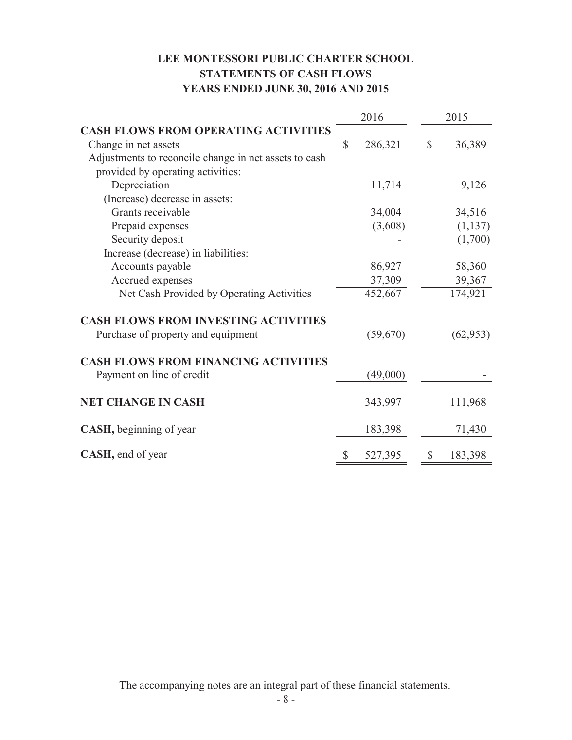# LEE MONTESSORI PUBLIC CHARTER SCHOOL
## STATEMENTS OF CASH FLOWS
## YEARS ENDED JUNE 30, 2016 AND 2015

| | 2016 | 2015 |
|---|---|---|
| **CASH FLOWS FROM OPERATING ACTIVITIES** | | |
| Change in net assets | $ 286,321 | $ 36,389 |
| Adjustments to reconcile change in net assets to cash provided by operating activities: | | |
| Depreciation | 11,714 | 9,126 |
| (Increase) decrease in assets: | | |
| Grants receivable | 34,004 | 34,516 |
| Prepaid expenses | (3,608) | (1,137) |
| Security deposit | - | (1,700) |
| Increase (decrease) in liabilities: | | |
| Accounts payable | 86,927 | 58,360 |
| Accrued expenses | 37,309 | 39,367 |
| Net Cash Provided by Operating Activities | 452,667 | 174,921 |
| **CASH FLOWS FROM INVESTING ACTIVITIES** | | |
| Purchase of property and equipment | (59,670) | (62,953) |
| **CASH FLOWS FROM FINANCING ACTIVITIES** | | |
| Payment on line of credit | (49,000) | - |
| **NET CHANGE IN CASH** | 343,997 | 111,968 |
| **CASH,** beginning of year | 183,398 | 71,430 |
| **CASH,** end of year | $ 527,395 | $ 183,398 |

The accompanying notes are an integral part of these financial statements.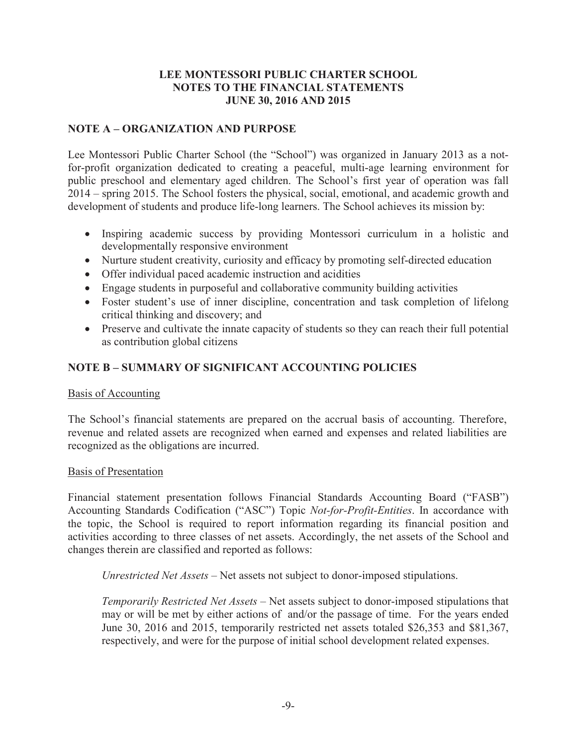# LEE MONTESSORI PUBLIC CHARTER SCHOOL
# NOTES TO THE FINANCIAL STATEMENTS
# JUNE 30, 2016 AND 2015

## NOTE A – ORGANIZATION AND PURPOSE

Lee Montessori Public Charter School (the "School") was organized in January 2013 as a not-for-profit organization dedicated to creating a peaceful, multi-age learning environment for public preschool and elementary aged children. The School's first year of operation was fall 2014 – spring 2015. The School fosters the physical, social, emotional, and academic growth and development of students and produce life-long learners. The School achieves its mission by:

- Inspiring academic success by providing Montessori curriculum in a holistic and developmentally responsive environment
- Nurture student creativity, curiosity and efficacy by promoting self-directed education
- Offer individual paced academic instruction and acidities
- Engage students in purposeful and collaborative community building activities
- Foster student's use of inner discipline, concentration and task completion of lifelong critical thinking and discovery; and
- Preserve and cultivate the innate capacity of students so they can reach their full potential as contribution global citizens

## NOTE B – SUMMARY OF SIGNIFICANT ACCOUNTING POLICIES

Basis of Accounting

The School's financial statements are prepared on the accrual basis of accounting. Therefore, revenue and related assets are recognized when earned and expenses and related liabilities are recognized as the obligations are incurred.

Basis of Presentation

Financial statement presentation follows Financial Standards Accounting Board ("FASB") Accounting Standards Codification ("ASC") Topic *Not-for-Profit-Entities*. In accordance with the topic, the School is required to report information regarding its financial position and activities according to three classes of net assets. Accordingly, the net assets of the School and changes therein are classified and reported as follows:

*Unrestricted Net Assets* – Net assets not subject to donor-imposed stipulations.

*Temporarily Restricted Net Assets* – Net assets subject to donor-imposed stipulations that may or will be met by either actions of and/or the passage of time. For the years ended June 30, 2016 and 2015, temporarily restricted net assets totaled $26,353 and $81,367, respectively, and were for the purpose of initial school development related expenses.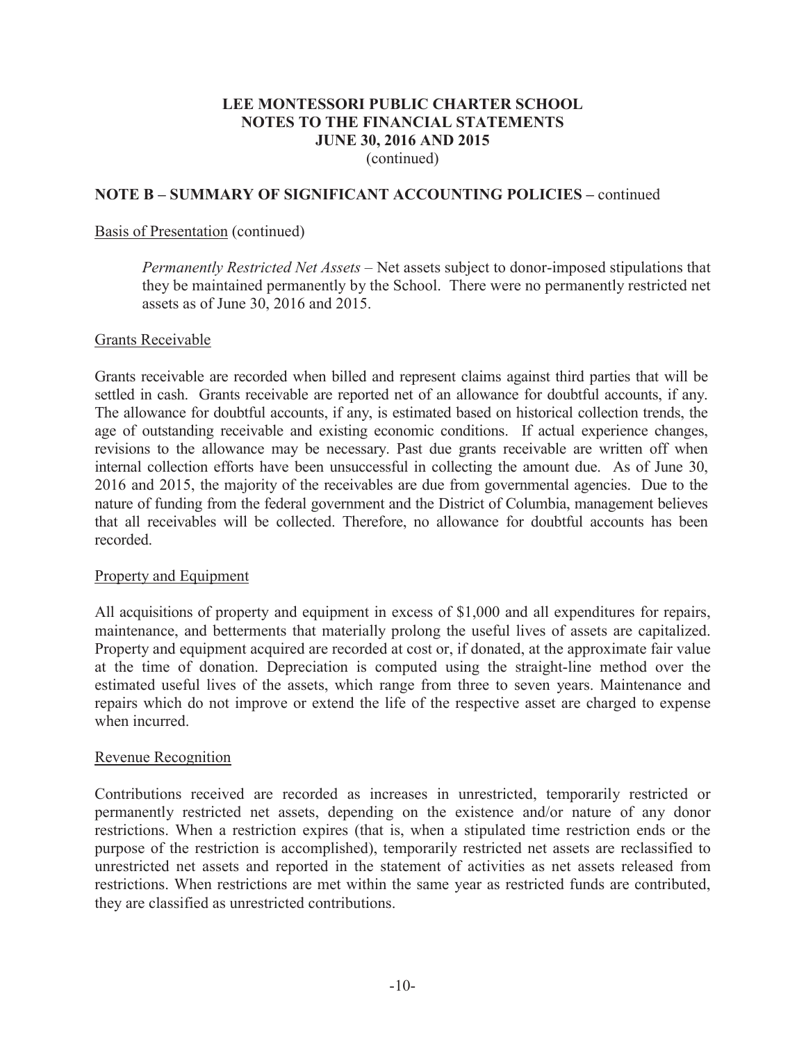**LEE MONTESSORI PUBLIC CHARTER SCHOOL**
**NOTES TO THE FINANCIAL STATEMENTS**
**JUNE 30, 2016 AND 2015**
(continued)

## NOTE B – SUMMARY OF SIGNIFICANT ACCOUNTING POLICIES – continued

Basis of Presentation (continued)

*Permanently Restricted Net Assets* – Net assets subject to donor-imposed stipulations that they be maintained permanently by the School. There were no permanently restricted net assets as of June 30, 2016 and 2015.

Grants Receivable

Grants receivable are recorded when billed and represent claims against third parties that will be settled in cash. Grants receivable are reported net of an allowance for doubtful accounts, if any. The allowance for doubtful accounts, if any, is estimated based on historical collection trends, the age of outstanding receivable and existing economic conditions. If actual experience changes, revisions to the allowance may be necessary. Past due grants receivable are written off when internal collection efforts have been unsuccessful in collecting the amount due. As of June 30, 2016 and 2015, the majority of the receivables are due from governmental agencies. Due to the nature of funding from the federal government and the District of Columbia, management believes that all receivables will be collected. Therefore, no allowance for doubtful accounts has been recorded.

Property and Equipment

All acquisitions of property and equipment in excess of $1,000 and all expenditures for repairs, maintenance, and betterments that materially prolong the useful lives of assets are capitalized. Property and equipment acquired are recorded at cost or, if donated, at the approximate fair value at the time of donation. Depreciation is computed using the straight-line method over the estimated useful lives of the assets, which range from three to seven years. Maintenance and repairs which do not improve or extend the life of the respective asset are charged to expense when incurred.

Revenue Recognition

Contributions received are recorded as increases in unrestricted, temporarily restricted or permanently restricted net assets, depending on the existence and/or nature of any donor restrictions. When a restriction expires (that is, when a stipulated time restriction ends or the purpose of the restriction is accomplished), temporarily restricted net assets are reclassified to unrestricted net assets and reported in the statement of activities as net assets released from restrictions. When restrictions are met within the same year as restricted funds are contributed, they are classified as unrestricted contributions.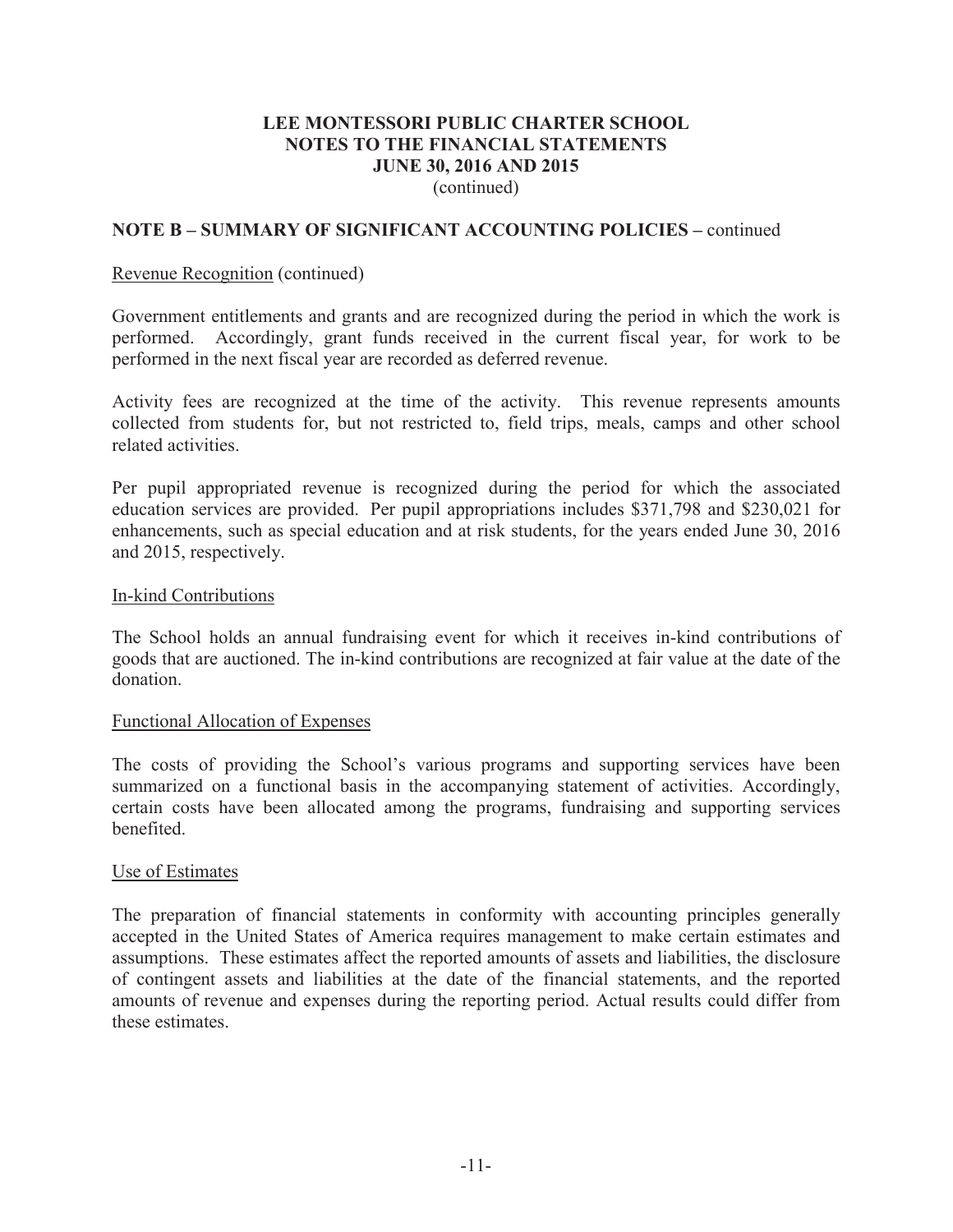# LEE MONTESSORI PUBLIC CHARTER SCHOOL
# NOTES TO THE FINANCIAL STATEMENTS
# JUNE 30, 2016 AND 2015
(continued)

## NOTE B – SUMMARY OF SIGNIFICANT ACCOUNTING POLICIES – continued

Revenue Recognition (continued)

Government entitlements and grants and are recognized during the period in which the work is performed. Accordingly, grant funds received in the current fiscal year, for work to be performed in the next fiscal year are recorded as deferred revenue.

Activity fees are recognized at the time of the activity. This revenue represents amounts collected from students for, but not restricted to, field trips, meals, camps and other school related activities.

Per pupil appropriated revenue is recognized during the period for which the associated education services are provided. Per pupil appropriations includes $371,798 and $230,021 for enhancements, such as special education and at risk students, for the years ended June 30, 2016 and 2015, respectively.

In-kind Contributions

The School holds an annual fundraising event for which it receives in-kind contributions of goods that are auctioned. The in-kind contributions are recognized at fair value at the date of the donation.

Functional Allocation of Expenses

The costs of providing the School's various programs and supporting services have been summarized on a functional basis in the accompanying statement of activities. Accordingly, certain costs have been allocated among the programs, fundraising and supporting services benefited.

Use of Estimates

The preparation of financial statements in conformity with accounting principles generally accepted in the United States of America requires management to make certain estimates and assumptions. These estimates affect the reported amounts of assets and liabilities, the disclosure of contingent assets and liabilities at the date of the financial statements, and the reported amounts of revenue and expenses during the reporting period. Actual results could differ from these estimates.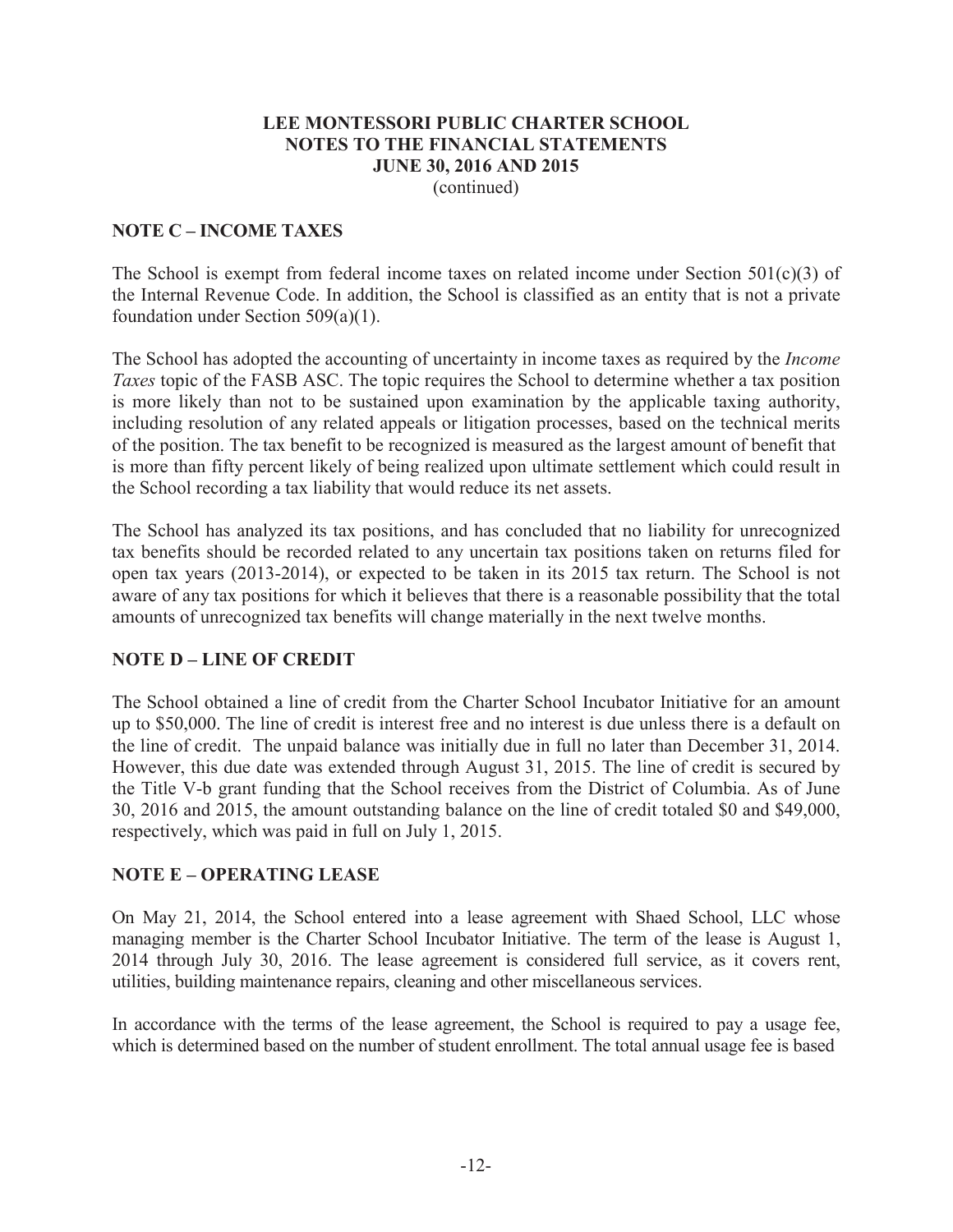**LEE MONTESSORI PUBLIC CHARTER SCHOOL**
**NOTES TO THE FINANCIAL STATEMENTS**
**JUNE 30, 2016 AND 2015**
(continued)

## NOTE C – INCOME TAXES

The School is exempt from federal income taxes on related income under Section 501(c)(3) of the Internal Revenue Code. In addition, the School is classified as an entity that is not a private foundation under Section 509(a)(1).

The School has adopted the accounting of uncertainty in income taxes as required by the *Income Taxes* topic of the FASB ASC. The topic requires the School to determine whether a tax position is more likely than not to be sustained upon examination by the applicable taxing authority, including resolution of any related appeals or litigation processes, based on the technical merits of the position. The tax benefit to be recognized is measured as the largest amount of benefit that is more than fifty percent likely of being realized upon ultimate settlement which could result in the School recording a tax liability that would reduce its net assets.

The School has analyzed its tax positions, and has concluded that no liability for unrecognized tax benefits should be recorded related to any uncertain tax positions taken on returns filed for open tax years (2013-2014), or expected to be taken in its 2015 tax return. The School is not aware of any tax positions for which it believes that there is a reasonable possibility that the total amounts of unrecognized tax benefits will change materially in the next twelve months.

## NOTE D – LINE OF CREDIT

The School obtained a line of credit from the Charter School Incubator Initiative for an amount up to $50,000. The line of credit is interest free and no interest is due unless there is a default on the line of credit. The unpaid balance was initially due in full no later than December 31, 2014. However, this due date was extended through August 31, 2015. The line of credit is secured by the Title V-b grant funding that the School receives from the District of Columbia. As of June 30, 2016 and 2015, the amount outstanding balance on the line of credit totaled $0 and $49,000, respectively, which was paid in full on July 1, 2015.

## NOTE E – OPERATING LEASE

On May 21, 2014, the School entered into a lease agreement with Shaed School, LLC whose managing member is the Charter School Incubator Initiative. The term of the lease is August 1, 2014 through July 30, 2016. The lease agreement is considered full service, as it covers rent, utilities, building maintenance repairs, cleaning and other miscellaneous services.

In accordance with the terms of the lease agreement, the School is required to pay a usage fee, which is determined based on the number of student enrollment. The total annual usage fee is based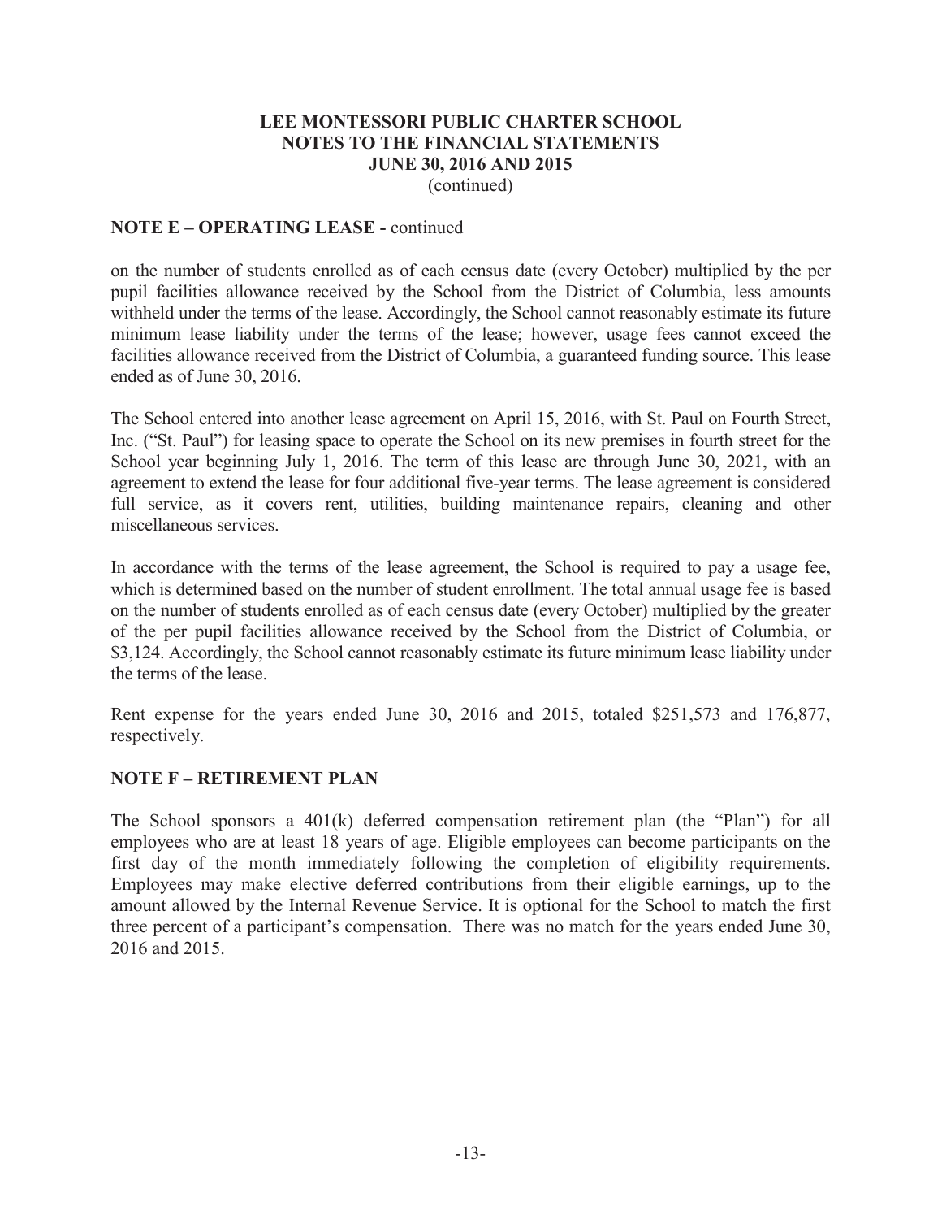## NOTE E – OPERATING LEASE - continued

on the number of students enrolled as of each census date (every October) multiplied by the per pupil facilities allowance received by the School from the District of Columbia, less amounts withheld under the terms of the lease. Accordingly, the School cannot reasonably estimate its future minimum lease liability under the terms of the lease; however, usage fees cannot exceed the facilities allowance received from the District of Columbia, a guaranteed funding source. This lease ended as of June 30, 2016.

The School entered into another lease agreement on April 15, 2016, with St. Paul on Fourth Street, Inc. ("St. Paul") for leasing space to operate the School on its new premises in fourth street for the School year beginning July 1, 2016. The term of this lease are through June 30, 2021, with an agreement to extend the lease for four additional five-year terms. The lease agreement is considered full service, as it covers rent, utilities, building maintenance repairs, cleaning and other miscellaneous services.

In accordance with the terms of the lease agreement, the School is required to pay a usage fee, which is determined based on the number of student enrollment. The total annual usage fee is based on the number of students enrolled as of each census date (every October) multiplied by the greater of the per pupil facilities allowance received by the School from the District of Columbia, or $3,124. Accordingly, the School cannot reasonably estimate its future minimum lease liability under the terms of the lease.

Rent expense for the years ended June 30, 2016 and 2015, totaled $251,573 and 176,877, respectively.

## NOTE F – RETIREMENT PLAN

The School sponsors a 401(k) deferred compensation retirement plan (the "Plan") for all employees who are at least 18 years of age. Eligible employees can become participants on the first day of the month immediately following the completion of eligibility requirements. Employees may make elective deferred contributions from their eligible earnings, up to the amount allowed by the Internal Revenue Service. It is optional for the School to match the first three percent of a participant's compensation. There was no match for the years ended June 30, 2016 and 2015.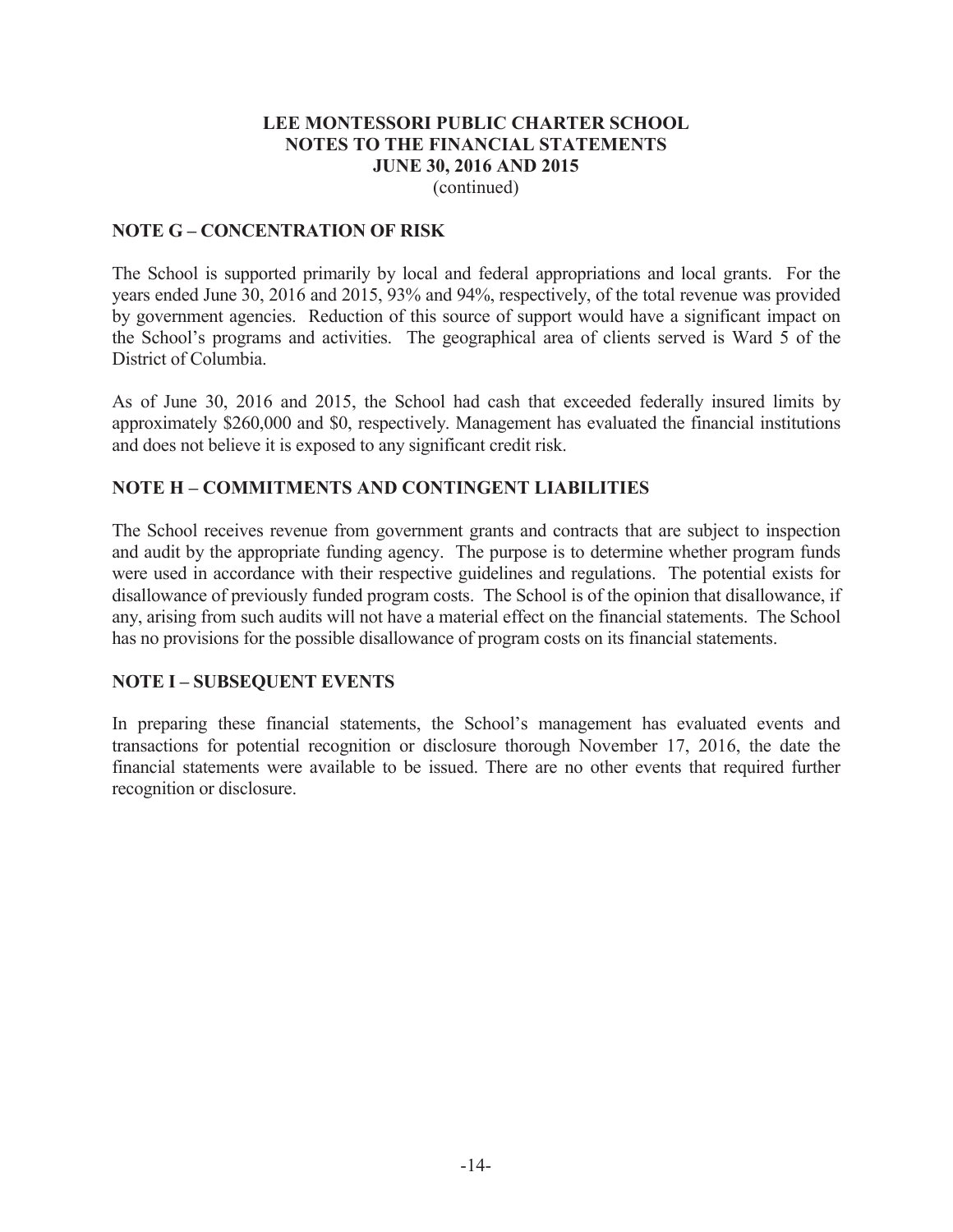# LEE MONTESSORI PUBLIC CHARTER SCHOOL
# NOTES TO THE FINANCIAL STATEMENTS
# JUNE 30, 2016 AND 2015
(continued)

## NOTE G – CONCENTRATION OF RISK

The School is supported primarily by local and federal appropriations and local grants. For the years ended June 30, 2016 and 2015, 93% and 94%, respectively, of the total revenue was provided by government agencies. Reduction of this source of support would have a significant impact on the School's programs and activities. The geographical area of clients served is Ward 5 of the District of Columbia.

As of June 30, 2016 and 2015, the School had cash that exceeded federally insured limits by approximately $260,000 and $0, respectively. Management has evaluated the financial institutions and does not believe it is exposed to any significant credit risk.

## NOTE H – COMMITMENTS AND CONTINGENT LIABILITIES

The School receives revenue from government grants and contracts that are subject to inspection and audit by the appropriate funding agency. The purpose is to determine whether program funds were used in accordance with their respective guidelines and regulations. The potential exists for disallowance of previously funded program costs. The School is of the opinion that disallowance, if any, arising from such audits will not have a material effect on the financial statements. The School has no provisions for the possible disallowance of program costs on its financial statements.

## NOTE I – SUBSEQUENT EVENTS

In preparing these financial statements, the School's management has evaluated events and transactions for potential recognition or disclosure thorough November 17, 2016, the date the financial statements were available to be issued. There are no other events that required further recognition or disclosure.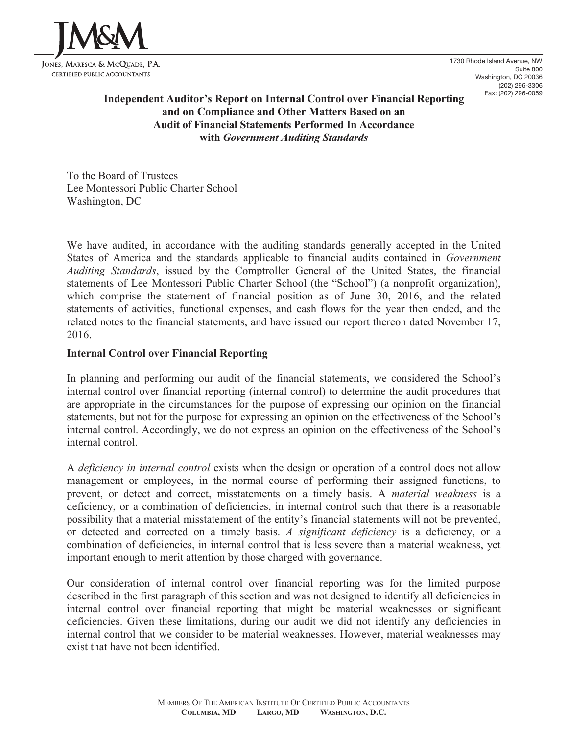JM&M

Jones, Maresca & McQuade, P.A.
Certified Public Accountants

1730 Rhode Island Avenue, NW
Suite 800
Washington, DC 20036
(202) 296-3306
Fax: (202) 296-0059

**Independent Auditor's Report on Internal Control over Financial Reporting and on Compliance and Other Matters Based on an Audit of Financial Statements Performed In Accordance with *Government Auditing Standards***

To the Board of Trustees
Lee Montessori Public Charter School
Washington, DC

We have audited, in accordance with the auditing standards generally accepted in the United States of America and the standards applicable to financial audits contained in *Government Auditing Standards*, issued by the Comptroller General of the United States, the financial statements of Lee Montessori Public Charter School (the "School") (a nonprofit organization), which comprise the statement of financial position as of June 30, 2016, and the related statements of activities, functional expenses, and cash flows for the year then ended, and the related notes to the financial statements, and have issued our report thereon dated November 17, 2016.

**Internal Control over Financial Reporting**

In planning and performing our audit of the financial statements, we considered the School's internal control over financial reporting (internal control) to determine the audit procedures that are appropriate in the circumstances for the purpose of expressing our opinion on the financial statements, but not for the purpose for expressing an opinion on the effectiveness of the School's internal control. Accordingly, we do not express an opinion on the effectiveness of the School's internal control.

A *deficiency in internal control* exists when the design or operation of a control does not allow management or employees, in the normal course of performing their assigned functions, to prevent, or detect and correct, misstatements on a timely basis. A *material weakness* is a deficiency, or a combination of deficiencies, in internal control such that there is a reasonable possibility that a material misstatement of the entity's financial statements will not be prevented, or detected and corrected on a timely basis. *A significant deficiency* is a deficiency, or a combination of deficiencies, in internal control that is less severe than a material weakness, yet important enough to merit attention by those charged with governance.

Our consideration of internal control over financial reporting was for the limited purpose described in the first paragraph of this section and was not designed to identify all deficiencies in internal control over financial reporting that might be material weaknesses or significant deficiencies. Given these limitations, during our audit we did not identify any deficiencies in internal control that we consider to be material weaknesses. However, material weaknesses may exist that have not been identified.

Members Of The American Institute Of Certified Public Accountants
**Columbia, MD Largo, MD Washington, D.C.**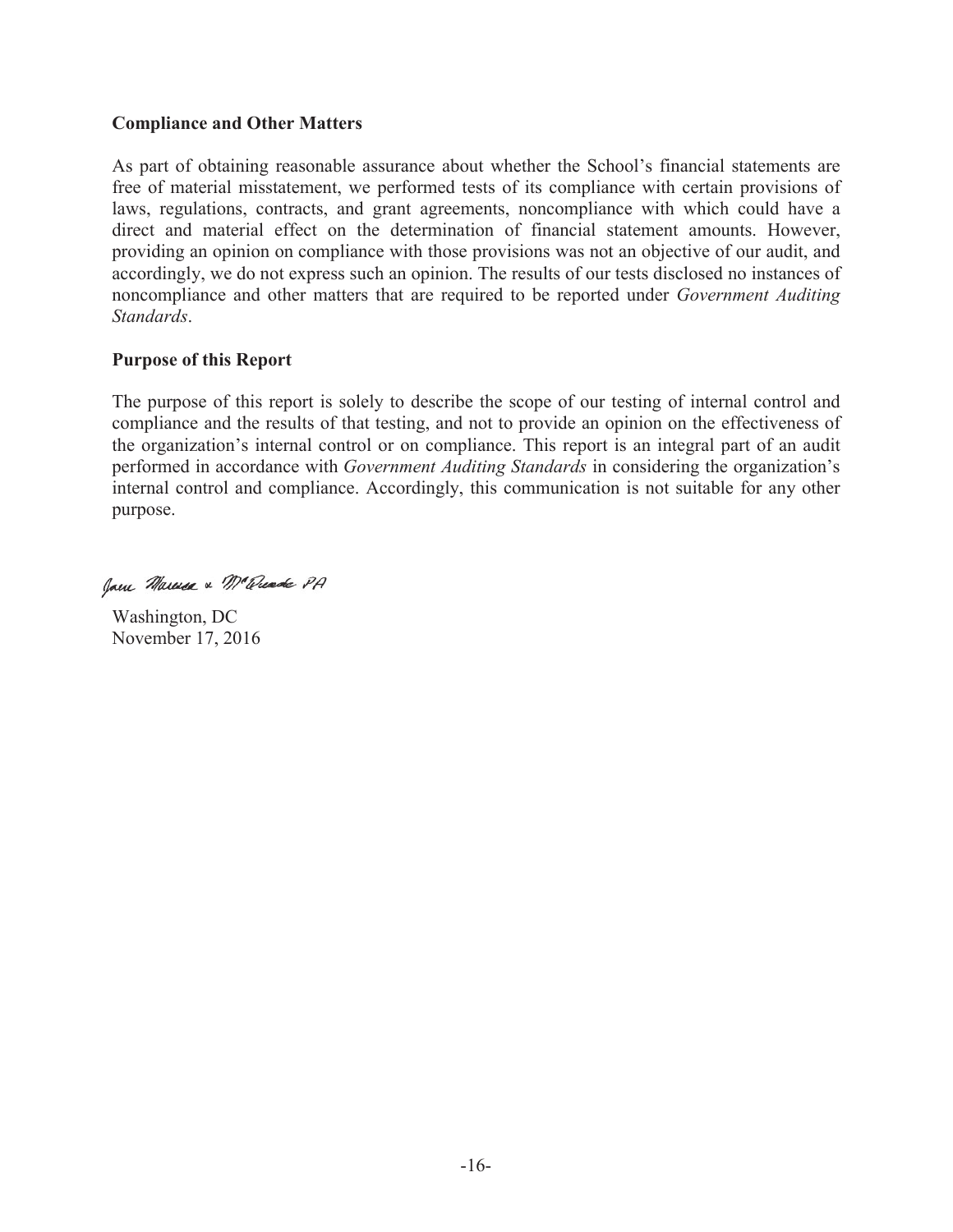## Compliance and Other Matters

As part of obtaining reasonable assurance about whether the School's financial statements are free of material misstatement, we performed tests of its compliance with certain provisions of laws, regulations, contracts, and grant agreements, noncompliance with which could have a direct and material effect on the determination of financial statement amounts. However, providing an opinion on compliance with those provisions was not an objective of our audit, and accordingly, we do not express such an opinion. The results of our tests disclosed no instances of noncompliance and other matters that are required to be reported under *Government Auditing Standards*.

## Purpose of this Report

The purpose of this report is solely to describe the scope of our testing of internal control and compliance and the results of that testing, and not to provide an opinion on the effectiveness of the organization's internal control or on compliance. This report is an integral part of an audit performed in accordance with *Government Auditing Standards* in considering the organization's internal control and compliance. Accordingly, this communication is not suitable for any other purpose.

Jones Marcus & McQuade PA

Washington, DC
November 17, 2016